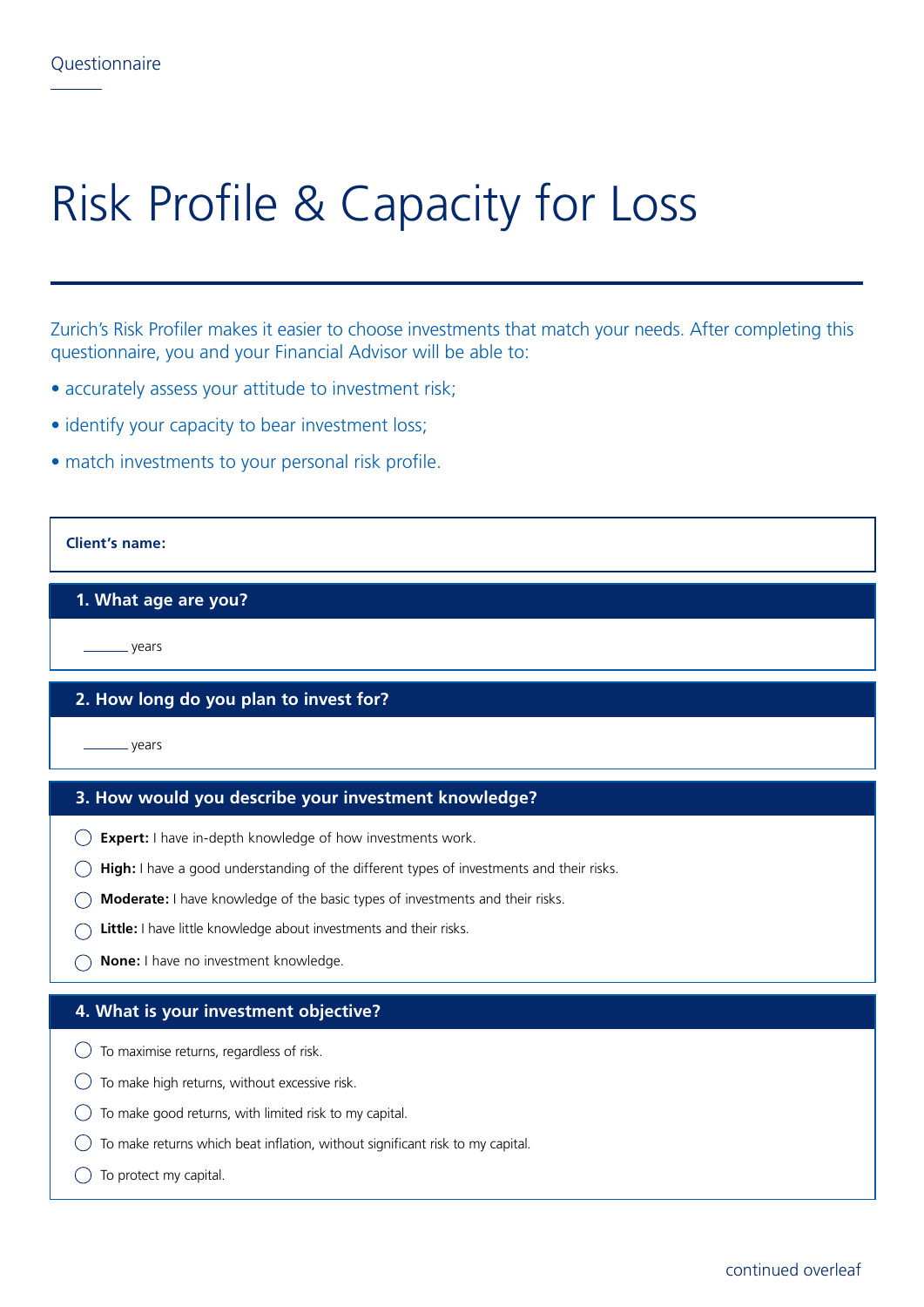Questionnaire

# Risk Profile & Capacity for Loss

Zurich's Risk Profiler makes it easier to choose investments that match your needs. After completing this questionnaire, you and your Financial Advisor will be able to:

- accurately assess your attitude to investment risk;
- identify your capacity to bear investment loss;
- match investments to your personal risk profile.

**Client's name:**

## 1. What age are you?

_______ years

## 2. How long do you plan to invest for?

_______ years

## 3. How would you describe your investment knowledge?

- ◯ **Expert:** I have in-depth knowledge of how investments work.
- ◯ **High:** I have a good understanding of the different types of investments and their risks.
- ◯ **Moderate:** I have knowledge of the basic types of investments and their risks.
- ◯ **Little:** I have little knowledge about investments and their risks.
- ◯ **None:** I have no investment knowledge.

## 4. What is your investment objective?

- ◯ To maximise returns, regardless of risk.
- ◯ To make high returns, without excessive risk.
- ◯ To make good returns, with limited risk to my capital.
- ◯ To make returns which beat inflation, without significant risk to my capital.
- ◯ To protect my capital.

continued overleaf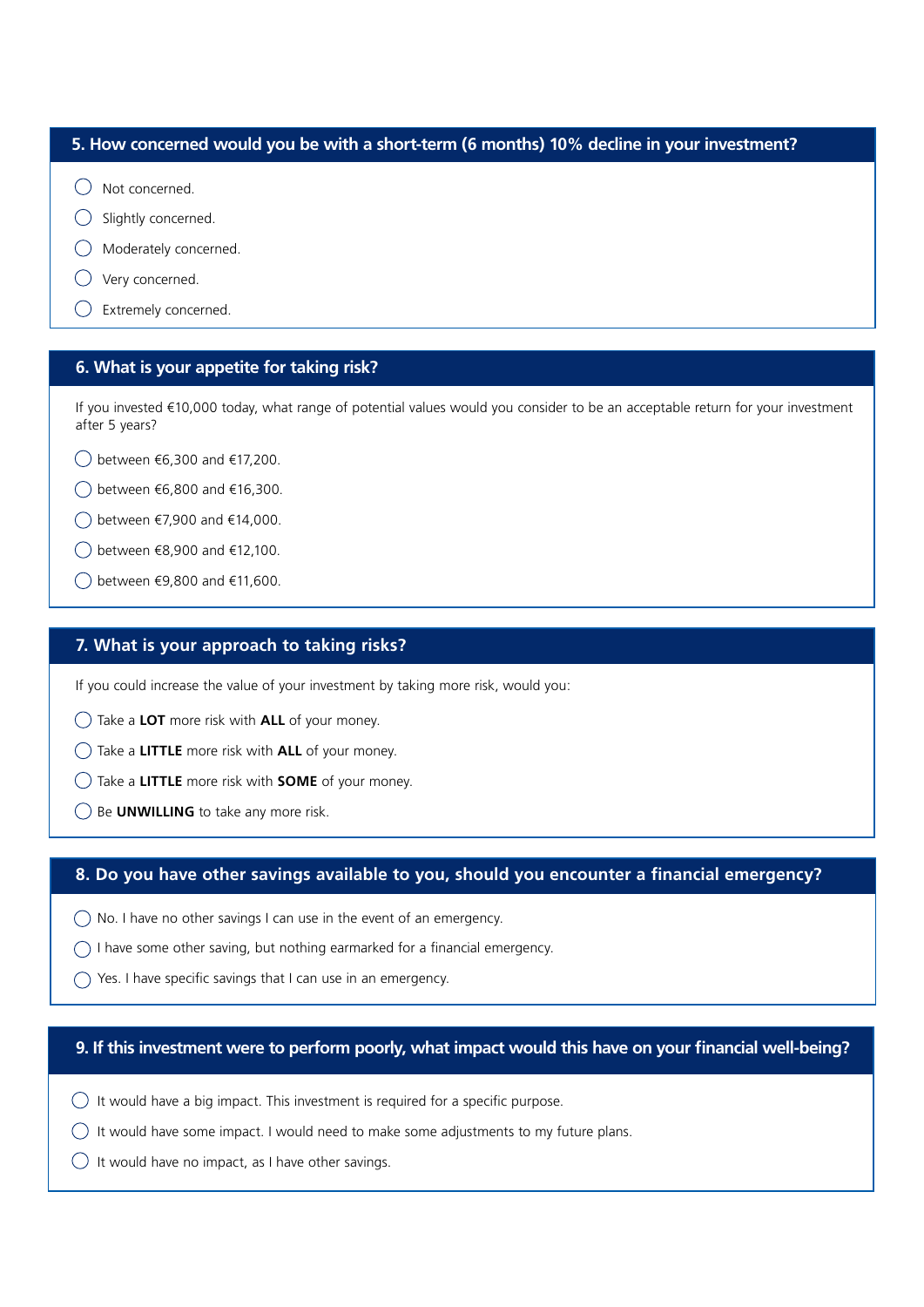## 5. How concerned would you be with a short-term (6 months) 10% decline in your investment?

- ◯ Not concerned.
- ◯ Slightly concerned.
- ◯ Moderately concerned.
- ◯ Very concerned.
- ◯ Extremely concerned.

## 6. What is your appetite for taking risk?

If you invested €10,000 today, what range of potential values would you consider to be an acceptable return for your investment after 5 years?

- ◯ between €6,300 and €17,200.
- ◯ between €6,800 and €16,300.
- ◯ between €7,900 and €14,000.
- ◯ between €8,900 and €12,100.
- ◯ between €9,800 and €11,600.

## 7. What is your approach to taking risks?

If you could increase the value of your investment by taking more risk, would you:

- ◯ Take a **LOT** more risk with **ALL** of your money.
- ◯ Take a **LITTLE** more risk with **ALL** of your money.
- ◯ Take a **LITTLE** more risk with **SOME** of your money.
- ◯ Be **UNWILLING** to take any more risk.

## 8. Do you have other savings available to you, should you encounter a financial emergency?

- ◯ No. I have no other savings I can use in the event of an emergency.
- ◯ I have some other saving, but nothing earmarked for a financial emergency.
- ◯ Yes. I have specific savings that I can use in an emergency.

## 9. If this investment were to perform poorly, what impact would this have on your financial well-being?

- ◯ It would have a big impact. This investment is required for a specific purpose.
- ◯ It would have some impact. I would need to make some adjustments to my future plans.
- ◯ It would have no impact, as I have other savings.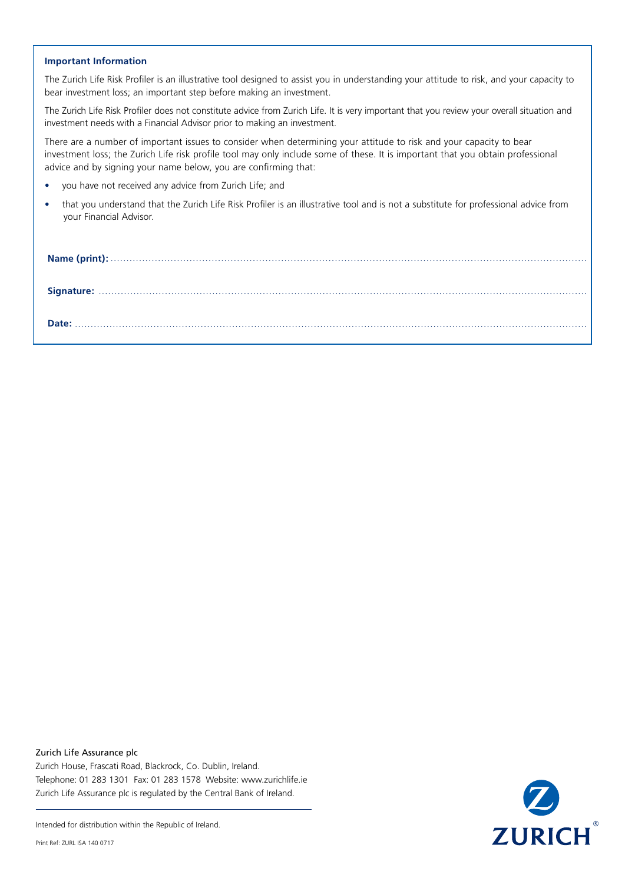**Important Information**

The Zurich Life Risk Profiler is an illustrative tool designed to assist you in understanding your attitude to risk, and your capacity to bear investment loss; an important step before making an investment.

The Zurich Life Risk Profiler does not constitute advice from Zurich Life. It is very important that you review your overall situation and investment needs with a Financial Advisor prior to making an investment.

There are a number of important issues to consider when determining your attitude to risk and your capacity to bear investment loss; the Zurich Life risk profile tool may only include some of these. It is important that you obtain professional advice and by signing your name below, you are confirming that:

- you have not received any advice from Zurich Life; and
- that you understand that the Zurich Life Risk Profiler is an illustrative tool and is not a substitute for professional advice from your Financial Advisor.

**Name (print):** ........................................................................................................

**Signature:** ........................................................................................................

**Date:** ........................................................................................................

Zurich Life Assurance plc
Zurich House, Frascati Road, Blackrock, Co. Dublin, Ireland.
Telephone: 01 283 1301 Fax: 01 283 1578 Website: www.zurichlife.ie
Zurich Life Assurance plc is regulated by the Central Bank of Ireland.

Intended for distribution within the Republic of Ireland.

Print Ref: ZURL ISA 140 0717

ZURICH®